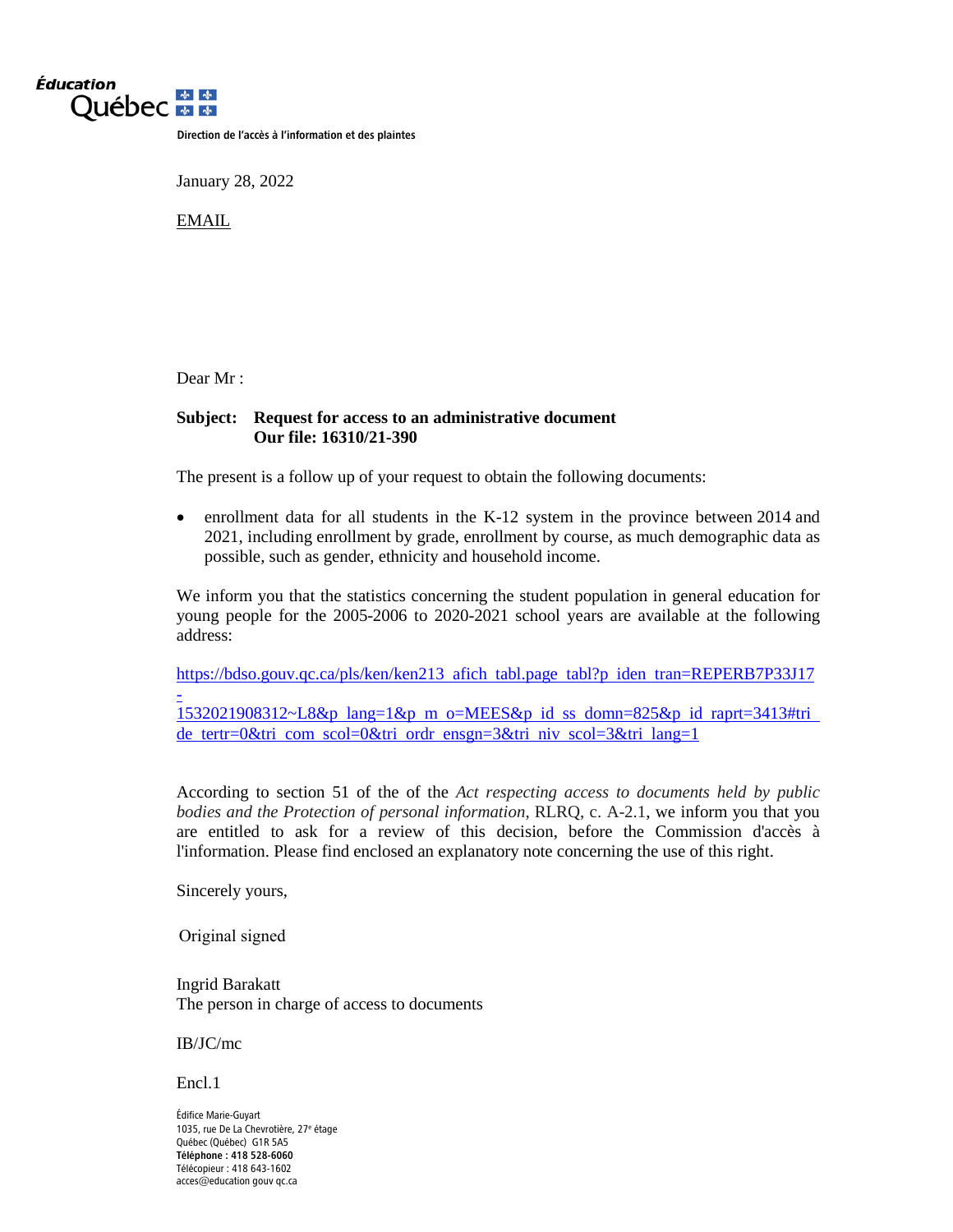Éducation Québec

Direction de l'accès à l'information et des plaintes

January 28, 2022

EMAIL

Dear Mr :

**Subject: Request for access to an administrative document**
**Our file: 16310/21-390**

The present is a follow up of your request to obtain the following documents:

- enrollment data for all students in the K-12 system in the province between 2014 and 2021, including enrollment by grade, enrollment by course, as much demographic data as possible, such as gender, ethnicity and household income.

We inform you that the statistics concerning the student population in general education for young people for the 2005-2006 to 2020-2021 school years are available at the following address:

https://bdso.gouv.qc.ca/pls/ken/ken213_afich_tabl.page_tabl?p_iden_tran=REPERB7P33J17-1532021908312~L8&p_lang=1&p_m_o=MEES&p_id_ss_domn=825&p_id_raprt=3413#tri_de_tertr=0&tri_com_scol=0&tri_ordr_ensgn=3&tri_niv_scol=3&tri_lang=1

According to section 51 of the of the *Act respecting access to documents held by public bodies and the Protection of personal information*, RLRQ, c. A-2.1, we inform you that you are entitled to ask for a review of this decision, before the Commission d'accès à l'information. Please find enclosed an explanatory note concerning the use of this right.

Sincerely yours,

Original signed

Ingrid Barakatt
The person in charge of access to documents

IB/JC/mc

Encl.1

Édifice Marie-Guyart
1035, rue De La Chevrotière, 27e étage
Québec (Québec) G1R 5A5
**Téléphone : 418 528-6060**
Télécopieur : 418 643-1602
acces@education gouv qc.ca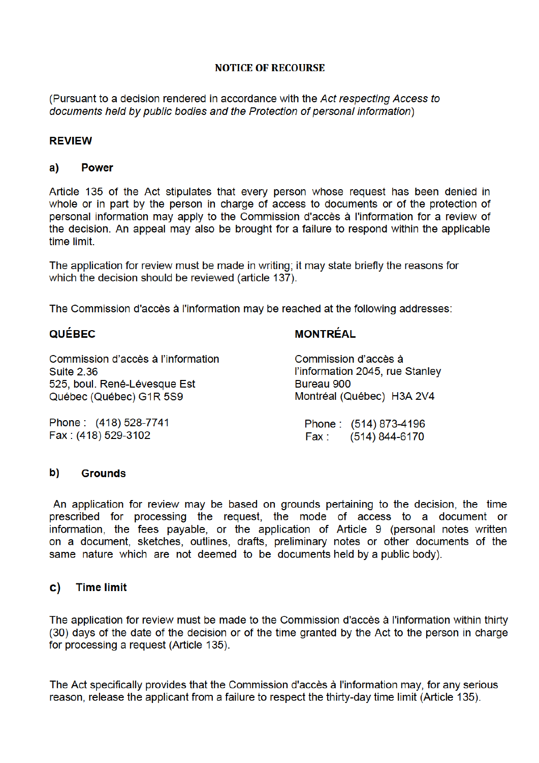# NOTICE OF RECOURSE

(Pursuant to a decision rendered in accordance with the *Act respecting Access to documents held by public bodies and the Protection of personal information*)

## REVIEW

### a) Power

Article 135 of the Act stipulates that every person whose request has been denied in whole or in part by the person in charge of access to documents or of the protection of personal information may apply to the Commission d'accès à l'information for a review of the decision. An appeal may also be brought for a failure to respond within the applicable time limit.

The application for review must be made in writing; it may state briefly the reasons for which the decision should be reviewed (article 137).

The Commission d'accès à l'information may be reached at the following addresses:

**QUÉBEC**

Commission d'accès à l'information
Suite 2.36
525, boul. René-Lévesque Est
Québec (Québec) G1R 5S9

Phone : (418) 528-7741
Fax : (418) 529-3102

**MONTRÉAL**

Commission d'accès à l'information 2045, rue Stanley
Bureau 900
Montréal (Québec) H3A 2V4

Phone : (514) 873-4196
Fax : (514) 844-6170

### b) Grounds

An application for review may be based on grounds pertaining to the decision, the time prescribed for processing the request, the mode of access to a document or information, the fees payable, or the application of Article 9 (personal notes written on a document, sketches, outlines, drafts, preliminary notes or other documents of the same nature which are not deemed to be documents held by a public body).

### c) Time limit

The application for review must be made to the Commission d'accès à l'information within thirty (30) days of the date of the decision or of the time granted by the Act to the person in charge for processing a request (Article 135).

The Act specifically provides that the Commission d'accès à l'information may, for any serious reason, release the applicant from a failure to respect the thirty-day time limit (Article 135).